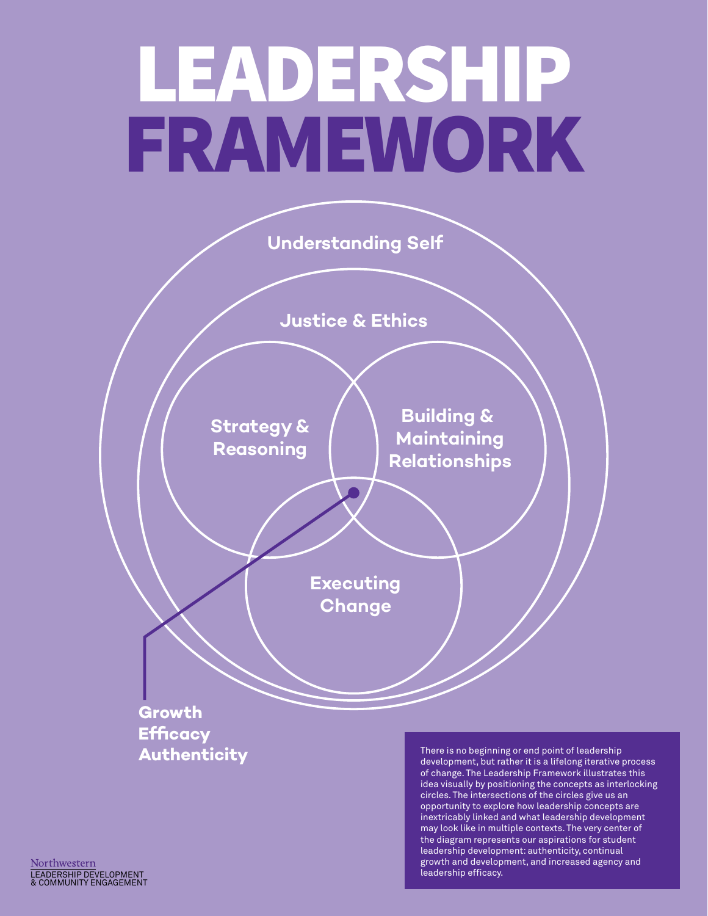# LEADERSHIP FRAMEWORK

Understanding Self

Justice & Ethics

Strategy & Reasoning

Building & Maintaining Relationships

Executing Change

**Growth**
**Efficacy**
**Authenticity**

There is no beginning or end point of leadership development, but rather it is a lifelong iterative process of change. The Leadership Framework illustrates this idea visually by positioning the concepts as interlocking circles. The intersections of the circles give us an opportunity to explore how leadership concepts are inextricably linked and what leadership development may look like in multiple contexts. The very center of the diagram represents our aspirations for student leadership development: authenticity, continual growth and development, and increased agency and leadership efficacy.

Northwestern
LEADERSHIP DEVELOPMENT
& COMMUNITY ENGAGEMENT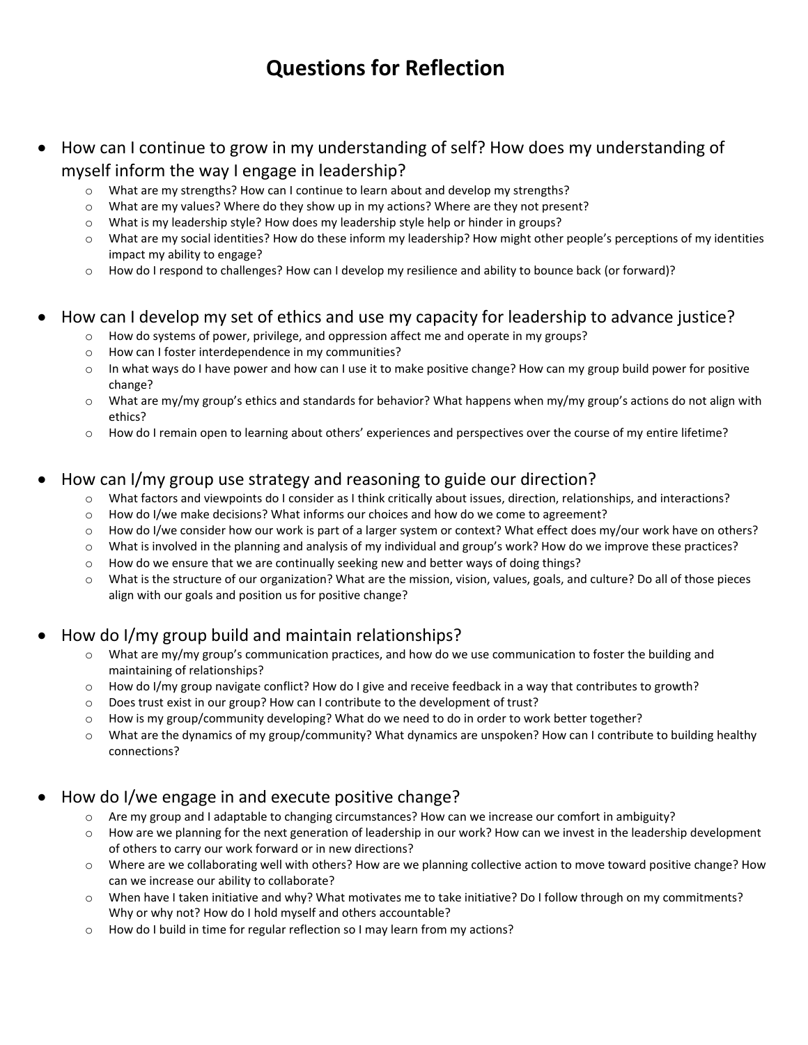# Questions for Reflection

- How can I continue to grow in my understanding of self? How does my understanding of myself inform the way I engage in leadership?
  - What are my strengths? How can I continue to learn about and develop my strengths?
  - What are my values? Where do they show up in my actions? Where are they not present?
  - What is my leadership style? How does my leadership style help or hinder in groups?
  - What are my social identities? How do these inform my leadership? How might other people's perceptions of my identities impact my ability to engage?
  - How do I respond to challenges? How can I develop my resilience and ability to bounce back (or forward)?

- How can I develop my set of ethics and use my capacity for leadership to advance justice?
  - How do systems of power, privilege, and oppression affect me and operate in my groups?
  - How can I foster interdependence in my communities?
  - In what ways do I have power and how can I use it to make positive change? How can my group build power for positive change?
  - What are my/my group's ethics and standards for behavior? What happens when my/my group's actions do not align with ethics?
  - How do I remain open to learning about others' experiences and perspectives over the course of my entire lifetime?

- How can I/my group use strategy and reasoning to guide our direction?
  - What factors and viewpoints do I consider as I think critically about issues, direction, relationships, and interactions?
  - How do I/we make decisions? What informs our choices and how do we come to agreement?
  - How do I/we consider how our work is part of a larger system or context? What effect does my/our work have on others?
  - What is involved in the planning and analysis of my individual and group's work? How do we improve these practices?
  - How do we ensure that we are continually seeking new and better ways of doing things?
  - What is the structure of our organization? What are the mission, vision, values, goals, and culture? Do all of those pieces align with our goals and position us for positive change?

- How do I/my group build and maintain relationships?
  - What are my/my group's communication practices, and how do we use communication to foster the building and maintaining of relationships?
  - How do I/my group navigate conflict? How do I give and receive feedback in a way that contributes to growth?
  - Does trust exist in our group? How can I contribute to the development of trust?
  - How is my group/community developing? What do we need to do in order to work better together?
  - What are the dynamics of my group/community? What dynamics are unspoken? How can I contribute to building healthy connections?

- How do I/we engage in and execute positive change?
  - Are my group and I adaptable to changing circumstances? How can we increase our comfort in ambiguity?
  - How are we planning for the next generation of leadership in our work? How can we invest in the leadership development of others to carry our work forward or in new directions?
  - Where are we collaborating well with others? How are we planning collective action to move toward positive change? How can we increase our ability to collaborate?
  - When have I taken initiative and why? What motivates me to take initiative? Do I follow through on my commitments? Why or why not? How do I hold myself and others accountable?
  - How do I build in time for regular reflection so I may learn from my actions?